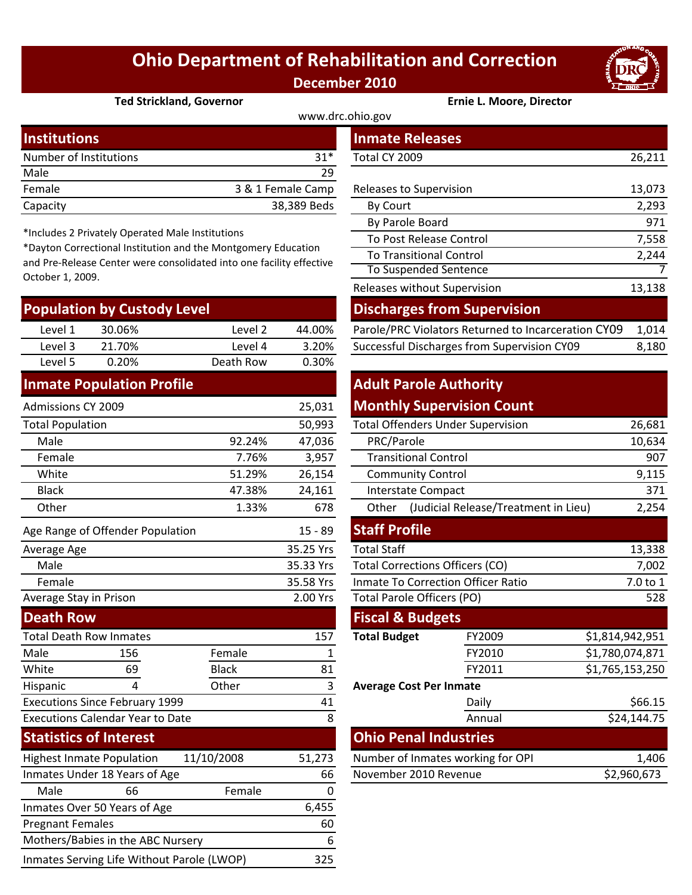# Ohio Department of Rehabilitation and Correction

**December 2010**

**Ted Strickland, Governor** | **Ernie L. Moore, Director**

www.drc.ohio.gov

## Institutions

| | |
|---|---|
| Number of Institutions | 31* |
| Male | 29 |
| Female | 3 & 1 Female Camp |
| Capacity | 38,389 Beds |

*Includes 2 Privately Operated Male Institutions

*Dayton Correctional Institution and the Montgomery Education and Pre-Release Center were consolidated into one facility effective October 1, 2009.

## Population by Custody Level

| | | | |
|---|---|---|---|
| Level 1 | 30.06% | Level 2 | 44.00% |
| Level 3 | 21.70% | Level 4 | 3.20% |
| Level 5 | 0.20% | Death Row | 0.30% |

## Inmate Population Profile

| | | |
|---|---|---|
| Admissions CY 2009 | | 25,031 |
| Total Population | | 50,993 |
| Male | 92.24% | 47,036 |
| Female | 7.76% | 3,957 |
| White | 51.29% | 26,154 |
| Black | 47.38% | 24,161 |
| Other | 1.33% | 678 |
| Age Range of Offender Population | | 15 - 89 |
| Average Age | | 35.25 Yrs |
| Male | | 35.33 Yrs |
| Female | | 35.58 Yrs |
| Average Stay in Prison | | 2.00 Yrs |

## Death Row

| | | | |
|---|---|---|---|
| Total Death Row Inmates | | | 157 |
| Male | 156 | Female | 1 |
| White | 69 | Black | 81 |
| Hispanic | 4 | Other | 3 |
| Executions Since February 1999 | | | 41 |
| Executions Calendar Year to Date | | | 8 |

## Statistics of Interest

| | | | |
|---|---|---|---|
| Highest Inmate Population | 11/10/2008 | | 51,273 |
| Inmates Under 18 Years of Age | | | 66 |
| Male | 66 | Female | 0 |
| Inmates Over 50 Years of Age | | | 6,455 |
| Pregnant Females | | | 60 |
| Mothers/Babies in the ABC Nursery | | | 6 |
| Inmates Serving Life Without Parole (LWOP) | | | 325 |

## Inmate Releases

| | |
|---|---|
| Total CY 2009 | 26,211 |
| Releases to Supervision | 13,073 |
| By Court | 2,293 |
| By Parole Board | 971 |
| To Post Release Control | 7,558 |
| To Transitional Control | 2,244 |
| To Suspended Sentence | 7 |
| Releases without Supervision | 13,138 |

## Discharges from Supervision

| | |
|---|---|
| Parole/PRC Violators Returned to Incarceration CY09 | 1,014 |
| Successful Discharges from Supervision CY09 | 8,180 |

## Adult Parole Authority Monthly Supervision Count

| | |
|---|---|
| Total Offenders Under Supervision | 26,681 |
| PRC/Parole | 10,634 |
| Transitional Control | 907 |
| Community Control | 9,115 |
| Interstate Compact | 371 |
| Other (Judicial Release/Treatment in Lieu) | 2,254 |

## Staff Profile

| | |
|---|---|
| Total Staff | 13,338 |
| Total Corrections Officers (CO) | 7,002 |
| Inmate To Correction Officer Ratio | 7.0 to 1 |
| Total Parole Officers (PO) | 528 |

## Fiscal & Budgets

| | | |
|---|---|---|
| **Total Budget** | FY2009 | $1,814,942,951 |
| | FY2010 | $1,780,074,871 |
| | FY2011 | $1,765,153,250 |
| **Average Cost Per Inmate** | | |
| | Daily | $66.15 |
| | Annual | $24,144.75 |

## Ohio Penal Industries

| | |
|---|---|
| Number of Inmates working for OPI | 1,406 |
| November 2010 Revenue | $2,960,673 |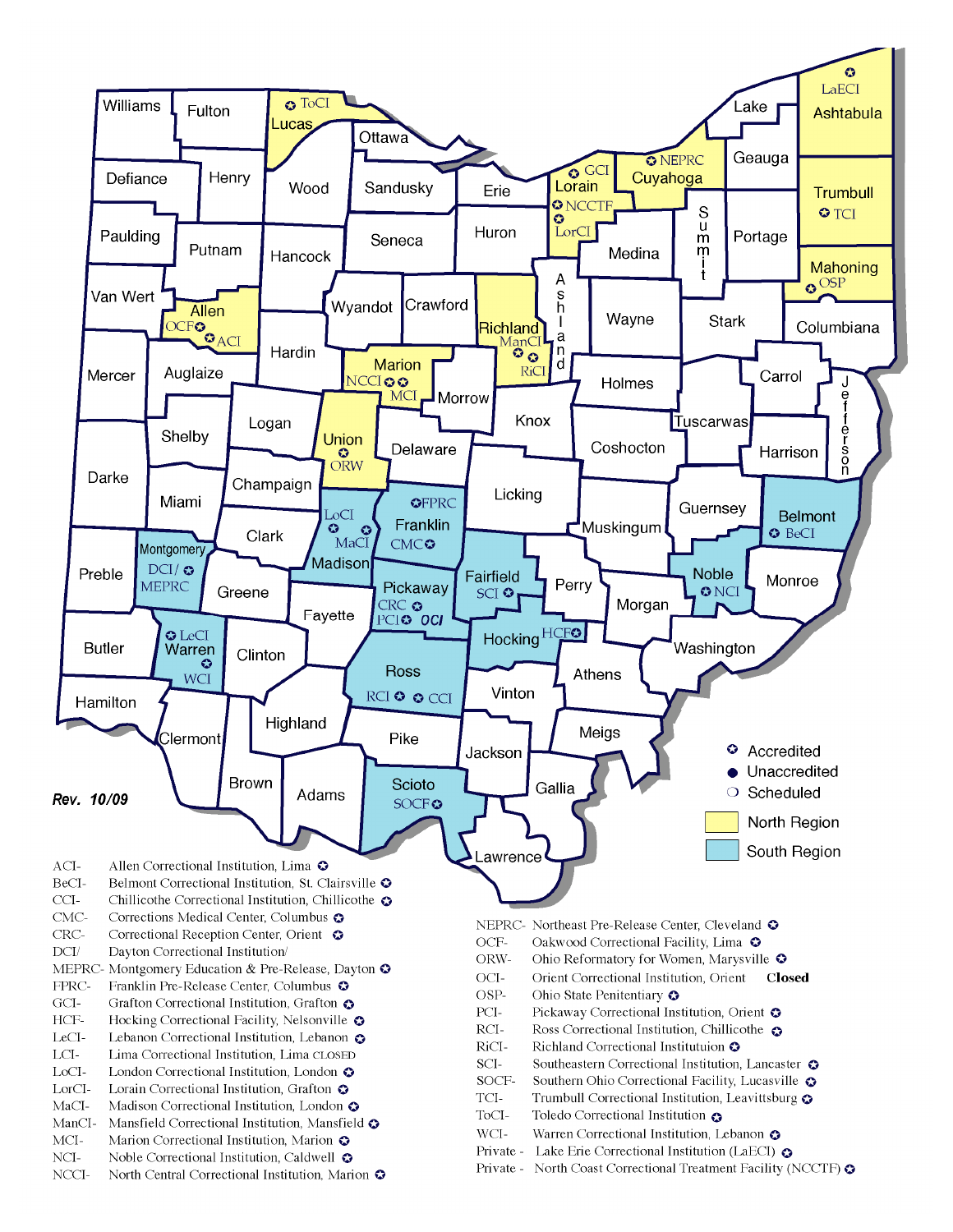Rev. 10/09

- ✪ Accredited
- ● Unaccredited
- ❍ Scheduled
- North Region
- South Region

ACI- Allen Correctional Institution, Lima ✪
BeCI- Belmont Correctional Institution, St. Clairsville ✪
CCI- Chillicothe Correctional Institution, Chillicothe ✪
CMC- Corrections Medical Center, Columbus ✪
CRC- Correctional Reception Center, Orient ✪
DCI/ Dayton Correctional Institution/
MEPRC- Montgomery Education & Pre-Release, Dayton ✪
FPRC- Franklin Pre-Release Center, Columbus ✪
GCI- Grafton Correctional Institution, Grafton ✪
HCF- Hocking Correctional Facility, Nelsonville ✪
LeCI- Lebanon Correctional Institution, Lebanon ✪
LCI- Lima Correctional Institution, Lima CLOSED
LoCI- London Correctional Institution, London ✪
LorCI- Lorain Correctional Institution, Grafton ✪
MaCI- Madison Correctional Institution, London ✪
ManCI- Mansfield Correctional Institution, Mansfield ✪
MCI- Marion Correctional Institution, Marion ✪
NCI- Noble Correctional Institution, Caldwell ✪
NCCI- North Central Correctional Institution, Marion ✪

NEPRC- Northeast Pre-Release Center, Cleveland ✪
OCF- Oakwood Correctional Facility, Lima ✪
ORW- Ohio Reformatory for Women, Marysville ✪
OCI- Orient Correctional Institution, Orient **Closed**
OSP- Ohio State Penitentiary ✪
PCI- Pickaway Correctional Institution, Orient ✪
RCI- Ross Correctional Institution, Chillicothe ✪
RiCI- Richland Correctional Instituttuion ✪
SCI- Southeastern Correctional Institution, Lancaster ✪
SOCF- Southern Ohio Correctional Facility, Lucasville ✪
TCI- Trumbull Correctional Institution, Leavittsburg ✪
ToCI- Toledo Correctional Institution ✪
WCI- Warren Correctional Institution, Lebanon ✪
Private - Lake Erie Correctional Institution (LaECI) ✪
Private - North Coast Correctional Treatment Facility (NCCTF) ✪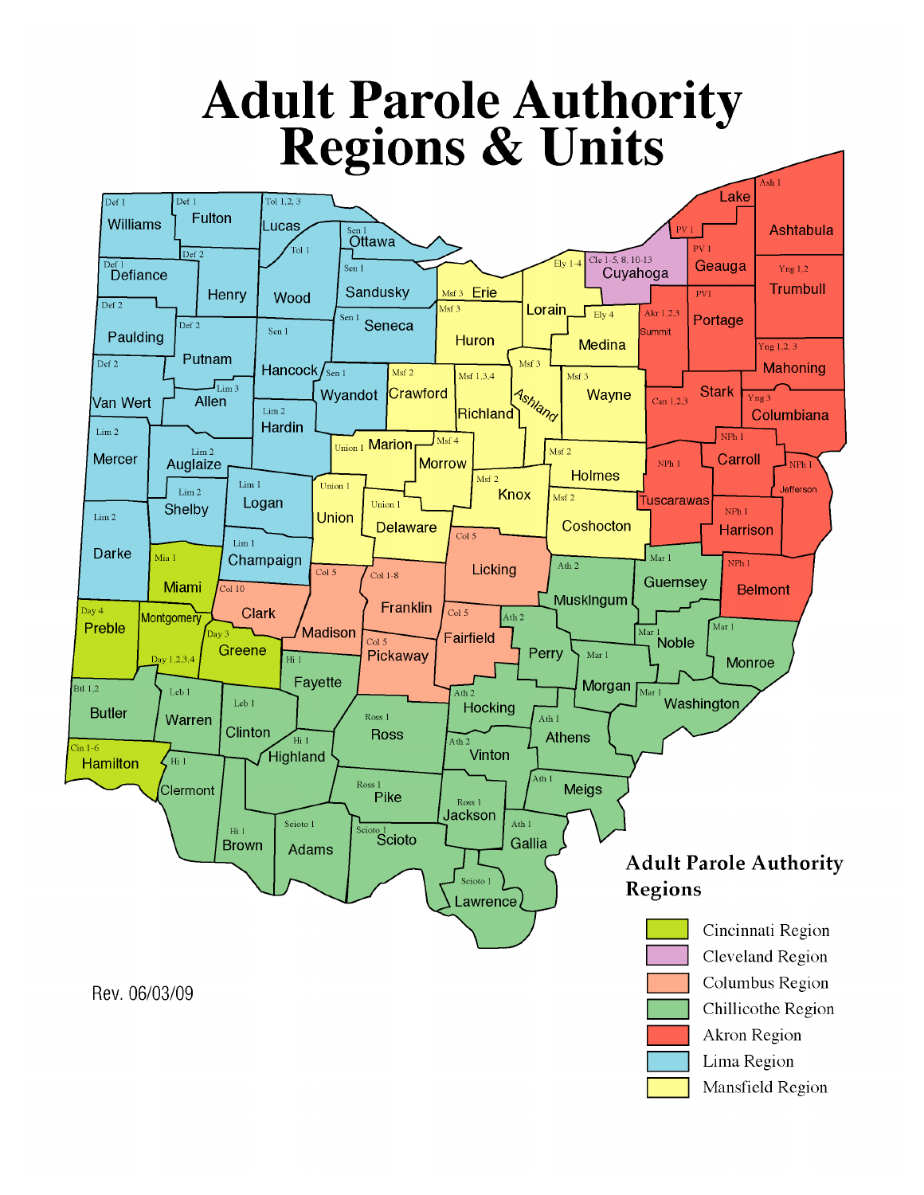# Adult Parole Authority Regions & Units

Def 1
Williams

Def 1
Fulton

Tol 1,2, 3
Lucas

Sen 1
Ottawa

Tol 1
Wood

Def 1
Defiance

Def 2
Henry

Sen 1
Sandusky

Msf 3 Erie

Ely 1-4
Lorain

Cle 1-5, 8, 10-13
Cuyahoga

PV 1
Lake

Ash 1
Ashtabula

PV 1
Geauga

Yng 1,2
Trumbull

Def 2
Paulding

Def 2
Putnam

Sen 1
Hancock

Sen 1
Seneca

Msf 3
Huron

Ely 4
Medina

Akr 1,2,3
Summit

PV1
Portage

Yng 1, 2, 3
Mahoning

Def 2
Van Wert

Lim 3
Allen

Sen 1
Wyandot

Msf 2
Crawford

Msf 1,3,4
Richland

Msf 3
Ashland

Msf 3
Wayne

Can 1,2,3
Stark

Yng 3
Columbiana

Lim 2
Mercer

Lim 2
Auglaize

Lim 2
Hardin

Union 1
Marion

Msf 4
Morrow

Msf 2
Holmes

NPh 1
Carroll

NPh 1
Tuscarawas

NPh 1
Jefferson

Lim 2
Shelby

Lim 1
Logan

Union 1
Union

Union 1
Delaware

Msf 2
Knox

Msf 2
Coshocton

NPh 1
Harrison

Lim 2
Darke

Mia 1
Miami

Lim 1
Champaign

Col 5
Licking

Ath 2
Muskingum

Mar 1
Guernsey

NPh 1
Belmont

Day 4
Preble

Montgomery
Day 1,2,3,4

Col 10
Clark

Col 5
Madison

Col 1-8
Franklin

Col 5
Fairfield

Ath 2
Perry

Mar 1
Noble

Mar 1
Monroe

Day 3
Greene

Hi 1
Fayette

Col 5
Pickaway

Mar 1
Morgan

Mar 1
Washington

Btl 1,2
Butler

Leb 1
Warren

Leb 1
Clinton

Ross 1
Ross

Ath 2
Hocking

Ath 1
Athens

Cin 1-6
Hamilton

Hi 1
Clermont

Hi 1
Highland

Ath 2
Vinton

Ross 1
Pike

Ross 1
Jackson

Ath 1
Meigs

Hi 1
Brown

Scioto 1
Adams

Scioto 1
Scioto

Ath 1
Gallia

Scioto 1
Lawrence

**Adult Parole Authority Regions**

- Cincinnati Region
- Cleveland Region
- Columbus Region
- Chillicothe Region
- Akron Region
- Lima Region
- Mansfield Region

Rev. 06/03/09